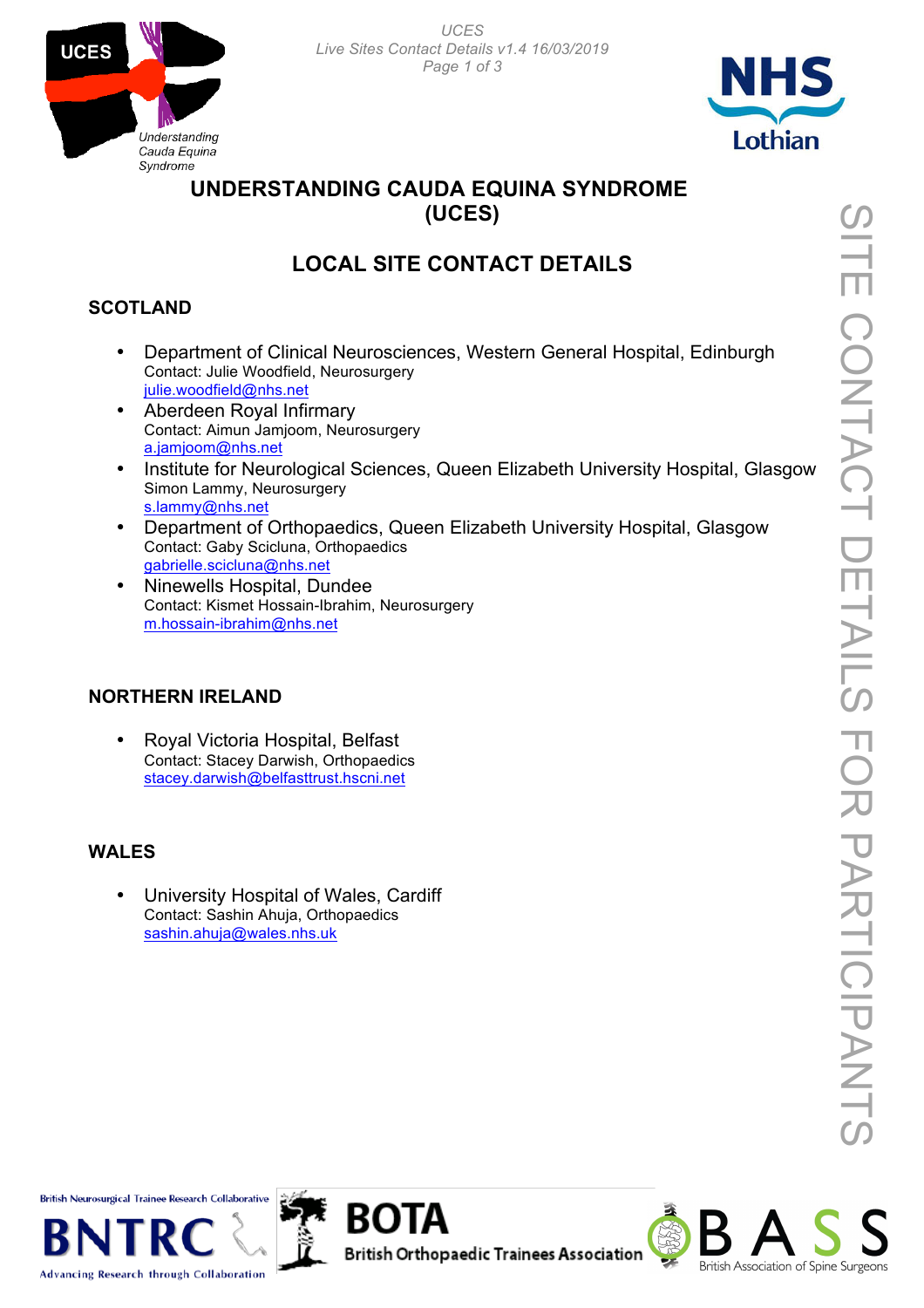# UNDERSTANDING CAUDA EQUINA SYNDROME (UCES)

## LOCAL SITE CONTACT DETAILS

### SCOTLAND

- Department of Clinical Neurosciences, Western General Hospital, Edinburgh
  Contact: Julie Woodfield, Neurosurgery
  julie.woodfield@nhs.net
- Aberdeen Royal Infirmary
  Contact: Aimun Jamjoom, Neurosurgery
  a.jamjoom@nhs.net
- Institute for Neurological Sciences, Queen Elizabeth University Hospital, Glasgow
  Simon Lammy, Neurosurgery
  s.lammy@nhs.net
- Department of Orthopaedics, Queen Elizabeth University Hospital, Glasgow
  Contact: Gaby Scicluna, Orthopaedics
  gabrielle.scicluna@nhs.net
- Ninewells Hospital, Dundee
  Contact: Kismet Hossain-Ibrahim, Neurosurgery
  m.hossain-ibrahim@nhs.net

### NORTHERN IRELAND

- Royal Victoria Hospital, Belfast
  Contact: Stacey Darwish, Orthopaedics
  stacey.darwish@belfasttrust.hscni.net

### WALES

- University Hospital of Wales, Cardiff
  Contact: Sashin Ahuja, Orthopaedics
  sashin.ahuja@wales.nhs.uk

SITE CONTACT DETAILS FOR PARTICIPANTS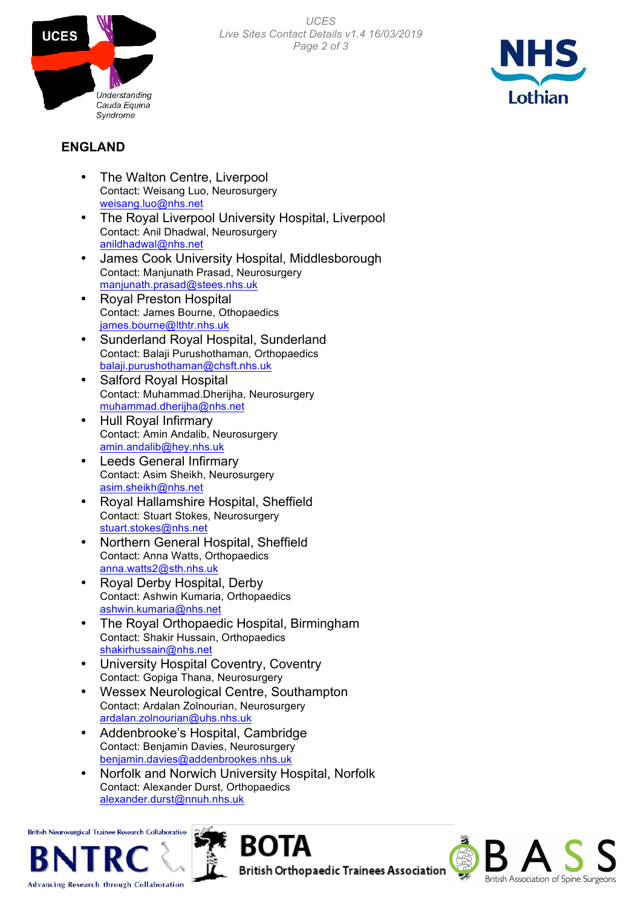## ENGLAND

- The Walton Centre, Liverpool
  Contact: Weisang Luo, Neurosurgery
  weisang.luo@nhs.net
- The Royal Liverpool University Hospital, Liverpool
  Contact: Anil Dhadwal, Neurosurgery
  anildhadwal@nhs.net
- James Cook University Hospital, Middlesborough
  Contact: Manjunath Prasad, Neurosurgery
  manjunath.prasad@stees.nhs.uk
- Royal Preston Hospital
  Contact: James Bourne, Othopaedics
  james.bourne@lthtr.nhs.uk
- Sunderland Royal Hospital, Sunderland
  Contact: Balaji Purushothaman, Orthopaedics
  balaji.purushothaman@chsft.nhs.uk
- Salford Royal Hospital
  Contact: Muhammad.Dherijha, Neurosurgery
  muhammad.dherijha@nhs.net
- Hull Royal Infirmary
  Contact: Amin Andalib, Neurosurgery
  amin.andalib@hey.nhs.uk
- Leeds General Infirmary
  Contact: Asim Sheikh, Neurosurgery
  asim.sheikh@nhs.net
- Royal Hallamshire Hospital, Sheffield
  Contact: Stuart Stokes, Neurosurgery
  stuart.stokes@nhs.net
- Northern General Hospital, Sheffield
  Contact: Anna Watts, Orthopaedics
  anna.watts2@sth.nhs.uk
- Royal Derby Hospital, Derby
  Contact: Ashwin Kumaria, Orthopaedics
  ashwin.kumaria@nhs.net
- The Royal Orthopaedic Hospital, Birmingham
  Contact: Shakir Hussain, Orthopaedics
  shakirhussain@nhs.net
- University Hospital Coventry, Coventry
  Contact: Gopiga Thana, Neurosurgery
- Wessex Neurological Centre, Southampton
  Contact: Ardalan Zolnourian, Neurosurgery
  ardalan.zolnourian@uhs.nhs.uk
- Addenbrooke's Hospital, Cambridge
  Contact: Benjamin Davies, Neurosurgery
  benjamin.davies@addenbrookes.nhs.uk
- Norfolk and Norwich University Hospital, Norfolk
  Contact: Alexander Durst, Orthopaedics
  alexander.durst@nnuh.nhs.uk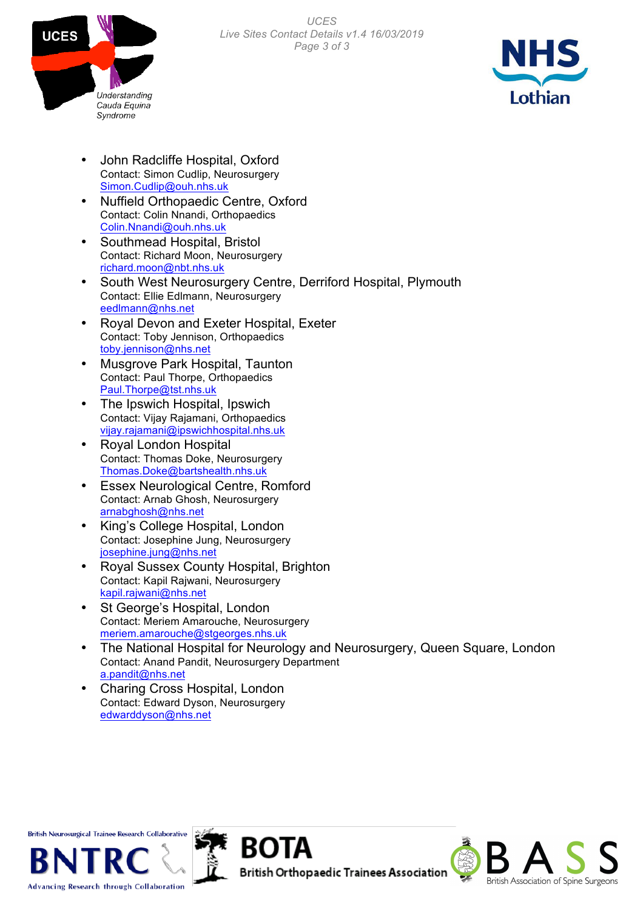- John Radcliffe Hospital, Oxford
  Contact: Simon Cudlip, Neurosurgery
  Simon.Cudlip@ouh.nhs.uk
- Nuffield Orthopaedic Centre, Oxford
  Contact: Colin Nnandi, Orthopaedics
  Colin.Nnandi@ouh.nhs.uk
- Southmead Hospital, Bristol
  Contact: Richard Moon, Neurosurgery
  richard.moon@nbt.nhs.uk
- South West Neurosurgery Centre, Derriford Hospital, Plymouth
  Contact: Ellie Edlmann, Neurosurgery
  eedlmann@nhs.net
- Royal Devon and Exeter Hospital, Exeter
  Contact: Toby Jennison, Orthopaedics
  toby.jennison@nhs.net
- Musgrove Park Hospital, Taunton
  Contact: Paul Thorpe, Orthopaedics
  Paul.Thorpe@tst.nhs.uk
- The Ipswich Hospital, Ipswich
  Contact: Vijay Rajamani, Orthopaedics
  vijay.rajamani@ipswichhospital.nhs.uk
- Royal London Hospital
  Contact: Thomas Doke, Neurosurgery
  Thomas.Doke@bartshealth.nhs.uk
- Essex Neurological Centre, Romford
  Contact: Arnab Ghosh, Neurosurgery
  arnabghosh@nhs.net
- King's College Hospital, London
  Contact: Josephine Jung, Neurosurgery
  josephine.jung@nhs.net
- Royal Sussex County Hospital, Brighton
  Contact: Kapil Rajwani, Neurosurgery
  kapil.rajwani@nhs.net
- St George's Hospital, London
  Contact: Meriem Amarouche, Neurosurgery
  meriem.amarouche@stgeorges.nhs.uk
- The National Hospital for Neurology and Neurosurgery, Queen Square, London
  Contact: Anand Pandit, Neurosurgery Department
  a.pandit@nhs.net
- Charing Cross Hospital, London
  Contact: Edward Dyson, Neurosurgery
  edwarddyson@nhs.net